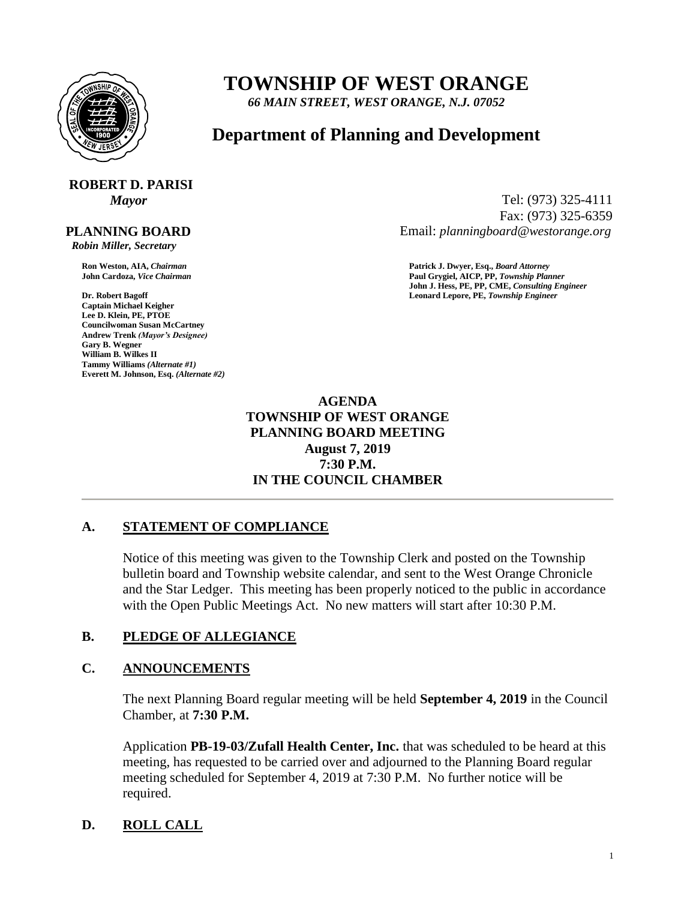# TOWNSHIP OF WEST ORANGE

*66 MAIN STREET, WEST ORANGE, N.J. 07052*

## Department of Planning and Development

**ROBERT D. PARISI**
*Mayor*

Tel: (973) 325-4111
Fax: (973) 325-6359
Email: *planningboard@westorange.org*

**PLANNING BOARD**
*Robin Miller, Secretary*

**Ron Weston, AIA,** *Chairman*
**John Cardoza,** *Vice Chairman*

**Dr. Robert Bagoff**
**Captain Michael Keigher**
**Lee D. Klein, PE, PTOE**
**Councilwoman Susan McCartney**
**Andrew Trenk** *(Mayor's Designee)*
**Gary B. Wegner**
**William B. Wilkes II**
**Tammy Williams** *(Alternate #1)*
**Everett M. Johnson, Esq.** *(Alternate #2)*

**Patrick J. Dwyer, Esq.,** *Board Attorney*
**Paul Grygiel, AICP, PP,** *Township Planner*
**John J. Hess, PE, PP, CME,** *Consulting Engineer*
**Leonard Lepore, PE,** *Township Engineer*

**AGENDA**
**TOWNSHIP OF WEST ORANGE**
**PLANNING BOARD MEETING**
**August 7, 2019**
**7:30 P.M.**
**IN THE COUNCIL CHAMBER**

---

### A. STATEMENT OF COMPLIANCE

Notice of this meeting was given to the Township Clerk and posted on the Township bulletin board and Township website calendar, and sent to the West Orange Chronicle and the Star Ledger. This meeting has been properly noticed to the public in accordance with the Open Public Meetings Act. No new matters will start after 10:30 P.M.

### B. PLEDGE OF ALLEGIANCE

### C. ANNOUNCEMENTS

The next Planning Board regular meeting will be held **September 4, 2019** in the Council Chamber, at **7:30 P.M.**

Application **PB-19-03/Zufall Health Center, Inc.** that was scheduled to be heard at this meeting, has requested to be carried over and adjourned to the Planning Board regular meeting scheduled for September 4, 2019 at 7:30 P.M. No further notice will be required.

### D. ROLL CALL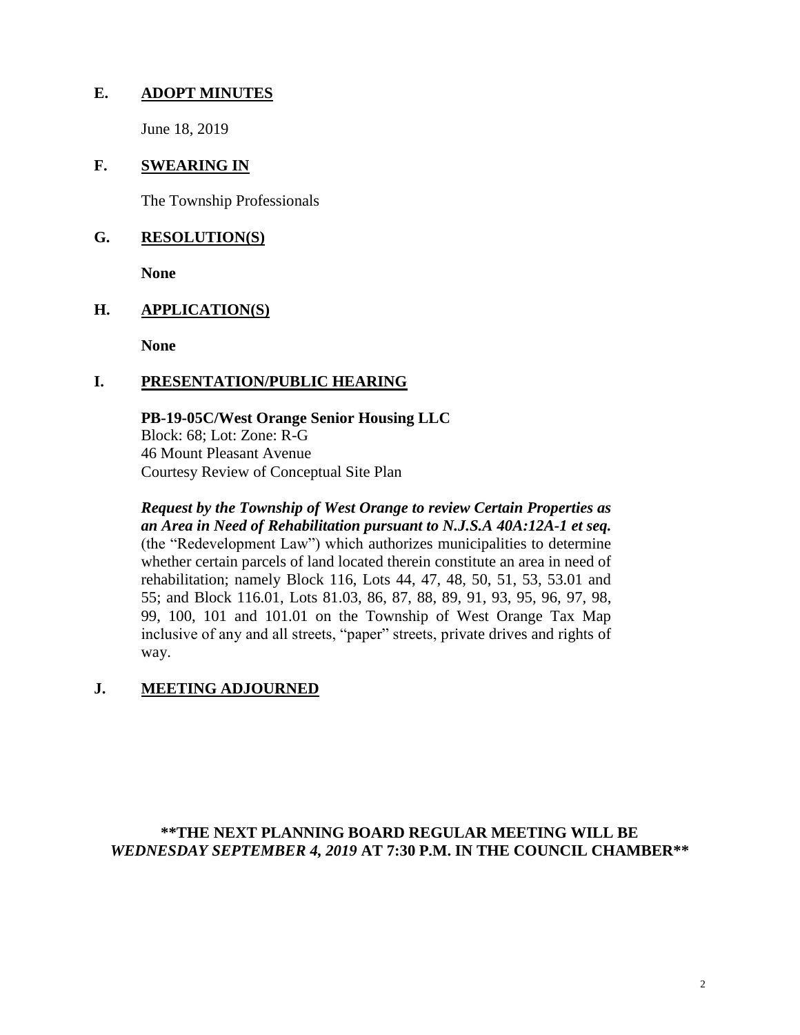## E. ADOPT MINUTES

June 18, 2019

## F. SWEARING IN

The Township Professionals

## G. RESOLUTION(S)

**None**

## H. APPLICATION(S)

**None**

## I. PRESENTATION/PUBLIC HEARING

**PB-19-05C/West Orange Senior Housing LLC**
Block: 68; Lot: Zone: R-G
46 Mount Pleasant Avenue
Courtesy Review of Conceptual Site Plan

***Request by the Township of West Orange to review Certain Properties as an Area in Need of Rehabilitation pursuant to N.J.S.A 40A:12A-1 et seq.*** (the "Redevelopment Law") which authorizes municipalities to determine whether certain parcels of land located therein constitute an area in need of rehabilitation; namely Block 116, Lots 44, 47, 48, 50, 51, 53, 53.01 and 55; and Block 116.01, Lots 81.03, 86, 87, 88, 89, 91, 93, 95, 96, 97, 98, 99, 100, 101 and 101.01 on the Township of West Orange Tax Map inclusive of any and all streets, "paper" streets, private drives and rights of way.

## J. MEETING ADJOURNED

**\*\*THE NEXT PLANNING BOARD REGULAR MEETING WILL BE *WEDNESDAY SEPTEMBER 4, 2019* AT 7:30 P.M. IN THE COUNCIL CHAMBER\*\***